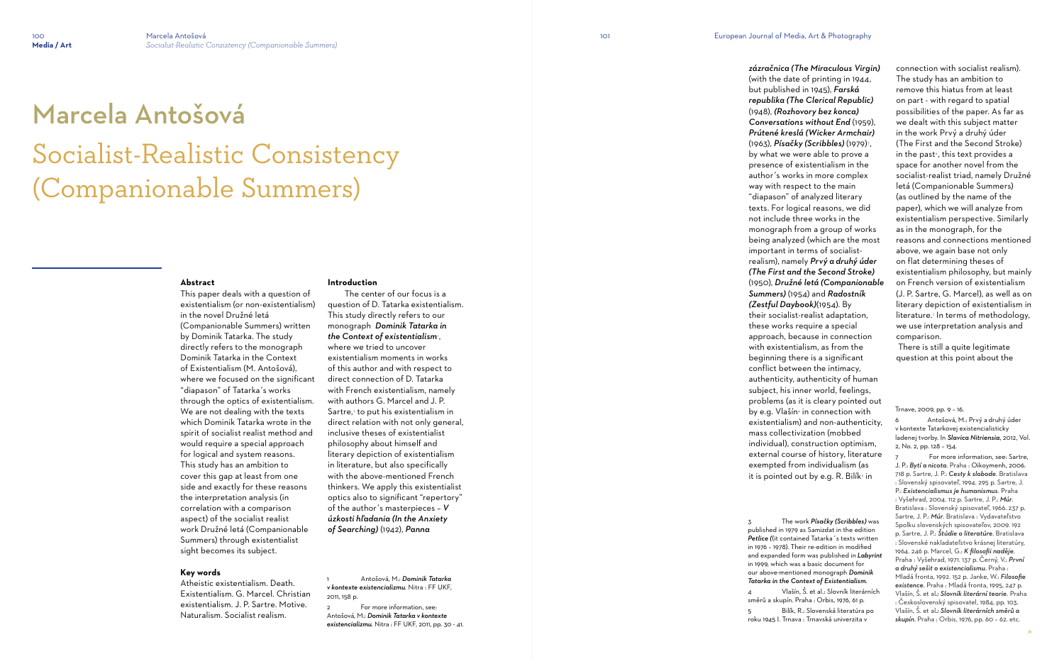# Marcela Antošová

# Socialist-Realistic Consistency (Companionable Summers)

## Abstract

This paper deals with a question of existentialism (or non-existentialism) in the novel Družné letá (Companionable Summers) written by Dominik Tatarka. The study directly refers to the monograph Dominik Tatarka in the Context of Existentialism (M. Antošová), where we focused on the significant "diapason" of Tatarka's works through the optics of existentialism. We are not dealing with the texts which Dominik Tatarka wrote in the spirit of socialist realist method and would require a special approach for logical and system reasons. This study has an ambition to cover this gap at least from one side and exactly for these reasons the interpretation analysis (in correlation with a comparison aspect) of the socialist realist work Družné letá (Companionable Summers) through existentialist sight becomes its subject.

## Key words

Atheistic existentialism. Death. Existentialism. G. Marcel. Christian existentialism. J. P. Sartre. Motive. Naturalism. Socialist realism.

## Introduction

The center of our focus is a question of D. Tatarka existentialism. This study directly refers to our monograph *Dominik Tatarka in the Context of existentialism*[1], where we tried to uncover existentialism moments in works of this author and with respect to direct connection of D. Tatarka with French existentialism, namely with authors G. Marcel and J. P. Sartre,[2] to put his existentialism in direct relation with not only general, inclusive theses of existentialist philosophy about himself and literary depiction of existentialism in literature, but also specifically with the above-mentioned French thinkers. We apply this existentialist optics also to significant "repertory" of the author's masterpieces – ***V úzkosti hľadania (In the Anxiety of Searching)*** (1942), ***Panna zázračnica (The Miraculous Virgin)*** (with the date of printing in 1944, but published in 1945), ***Farská republika (The Clerical Republic)*** (1948), ***(Rozhovory bez konca) Conversations without End*** (1959), ***Prútené kreslá (Wicker Armchair)*** (1963), ***Písačky (Scribbles)*** (1979)[3], by what we were able to prove a presence of existentialism in the author's works in more complex way with respect to the main "diapason" of analyzed literary texts. For logical reasons, we did not include three works in the monograph from a group of works being analyzed (which are the most important in terms of socialist-realism), namely ***Prvý a druhý úder (The First and the Second Stroke)*** (1950), ***Družné letá (Companionable Summers)*** (1954) and ***Radostník (Zestful Daybook)***(1954). By their socialist-realist adaptation, these works require a special approach, because in connection with existentialism, as from the beginning there is a significant conflict between the intimacy, authenticity, authenticity of human subject, his inner world, feelings, problems (as it is cleary pointed out by e.g. Vlašín[4] in connection with existentialism) and non-authenticity, mass collectivization (mobbed individual), construction optimism, external course of history, literature exempted from individualism (as it is pointed out by e.g. R. Bilík[5] in connection with socialist realism). The study has an ambition to remove this hiatus from at least on part - with regard to spatial possibilities of the paper. As far as we dealt with this subject matter in the work Prvý a druhý úder (The First and the Second Stroke) in the past[6], this text provides a space for another novel from the socialist-realist triad, namely Družné letá (Companionable Summers) (as outlined by the name of the paper), which we will analyze from existentialism perspective. Similarly as in the monograph, for the reasons and connections mentioned above, we again base not only on flat determining theses of existentialism philosophy, but mainly on French version of existentialism (J. P. Sartre, G. Marcel), as well as on literary depiction of existentialism in literature.[7] In terms of methodology, we use interpretation analysis and comparison.

There is still a quite legitimate question at this point about the

---

1 Antošová, M.: ***Dominik Tatarka v kontexte existencializmu***. Nitra : FF UKF, 2011, 158 p.

2 For more information, see: Antošová, M.: ***Dominik Tatarka v kontexte existencializmu***. Nitra : FF UKF, 2011, pp. 30 - 41.

3 The work ***Písačky (Scribbles)*** was published in 1979 as Samizdat in the edition ***Petlice (***it contained Tatarka's texts written in 1976 – 1978). Their re-edition in modified and expanded form was published in ***Labyrint*** in 1999, which was a basic document for our above-mentioned monograph ***Dominik Tatarka in the Context of Existentialism***.

4 Vlašín, Š. et al.: Slovník literárních směrů a skupin. Praha : Orbis, 1976, 61 p.

5 Bilík, R.: Slovenská literatúra po roku 1945 I. Trnava : Trnavská univerzita v Trnave, 2009, pp. 9 – 16.

6 Antošová, M.: Prvý a druhý úder v kontexte Tatarkovej existencialisticky ladenej tvorby. In ***Slavica Nitriensia***, 2012, Vol. 2, No. 2, pp. 128 – 154.

7 For more information, see: Sartre, J. P.: ***Bytí a nicota***. Praha : Oikoymenh, 2006. 718 p. Sartre, J. P.: ***Cesty k slobode***. Bratislava : Slovenský spisovateľ, 1994. 295 p. Sartre, J. P.: ***Existencialismus je humanismus***. Praha : Vyšehrad, 2004. 112 p. Sartre, J. P.: ***Múr***. Bratislava : Slovenský spisovateľ, 1966. 237 p. Sartre, J. P.: ***Múr***. Bratislava : Vydavateľstvo Spolku slovenských spisovateľov, 2009. 192 p. Sartre, J. P.: ***Štúdie o literatúre***. Bratislava : Slovenské nakladateľstvo krásnej literatúry, 1964. 246 p. Marcel, G.: ***K filosofii naděje***. Praha : Vyšehrad, 1971. 137 p. Černý, V.: ***První a druhý sešit o existencialismu***. Praha : Mladá fronta, 1992. 152 p. Janke, W.: ***Filosofie existence***. Praha : Mladá fronta, 1995, 247 p. Vlašín, Š. et al.: ***Slovník literární teorie***. Praha : Československý spisovatel, 1984, pp. 103. Vlašín, Š. et al.: ***Slovník literárních směrů a skupin***. Praha : Orbis, 1976, pp. 60 – 62. etc.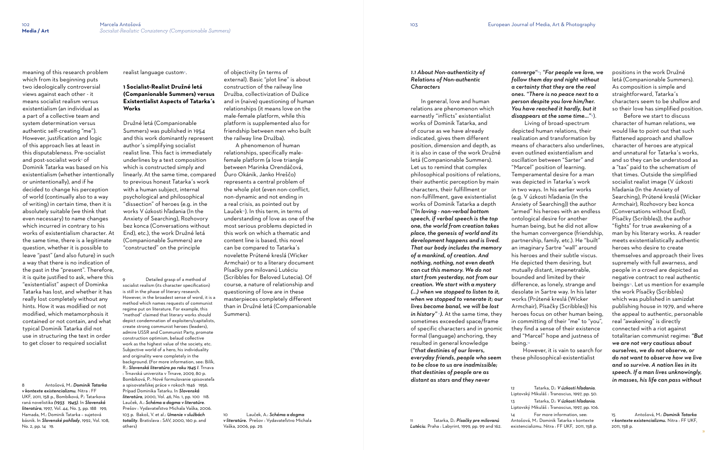meaning of this research problem which from its beginning puts two ideologically controversial views against each other - it means socialist realism versus existentialism (an individual as a part of a collective team and system determination versus authentic self-creating "me"). However, justification and logic of this approach lies at least in this disputableness. Pre-socialist and post-socialist work[8] of Dominik Tatarka was based on his existentialism (whether intentionally or unintentionally), and if he decided to change his perception of world (continually also to a way of writing) in certain time, then it is absolutely suitable (we think that even necessary) to name changes which incurred in contrary to his works of existentialism character. At the same time, there is a legitimate question, whether it is possible to leave "past" (and also future) in such a way that there is no indication of the past in the "present". Therefore, it is quite justified to ask, where this "existentialist" aspect of Dominka Tatarka has lost, and whether it has really lost completely without any hints. How it was modified or not modified, which metamorphosis it contained or not contain, and what typical Dominik Tatarka did not use in structuring the text in order to get closer to required socialist realist language custom[9].

## 1 Socialist-Realist Družné letá (Companionable Summers) versus Existentialist Aspects of Tatarka´s Works

Družné letá (Companionable Summers) was published in 1954 and this work dominantly represent author´s simplifying socialist realist line. This fact is immediately underlines by a text composition which is constructed simply and linearly. At the same time, compared to previous honest Tatarka's work with a human subject, internal psychological and philosophical "dissection" of heroes (e.g. in the works V úzkosti hľadania (In the Anxiety of Searching), Rozhovory bez konca (Conversations without End), etc.), the work Družné letá (Companionable Summers) are "constructed" on the principle of objectivity (in terms of external). Basic "plot line" is about construction of the railway line Družba, collectivization of Družice and in (naive) questioning of human relationships (it means love on the male-female platform, while this platform is supplemented also for friendship between men who built the railway line Družba).

A phenomenon of human relationships, specifically male-female platform (a love triangle between Marinka Orendáčová, Ďuro Okánik, Janko Hreščo) represents a central problem of the whole plot (even non-conflict, non-dynamic and not ending in a real crisis, as pointed out by Lauček[10]). In this term, in terms of understanding of love as one of the most serious problems depicted in this work on which a thematic and content line is based, this novel can be compared to Tatarka's novelette Prútené kreslá (Wicker Armchair) or to a literary document Písačky pre milovanú Lutéciu (Scribbles for Beloved Lutecia). Of course, a nature of relationship and questioning of love are in these masterpieces completely different than in Družné letá (Companionable Summers).

### 1.1 About Non-authenticity of Relations of Non-authentic Characters

In general, love and human relations are phenomenon which earnestly "inflicts" existentialist works of Dominik Tatarka, and of course as we have already indicated, gives them different position, dimension and depth, as it is also in case of the work Družné letá (Companionable Summers). Let us to remind that complex philosophical positions of relations, their authentic perception by main characters, their fulfillment or non-fulfillment, gave existentialist works of Dominik Tatarka a depth (***"In loving - non-verbal bottom speech, if verbal speech is the top one, the world from creation takes place, the genesis of world and its development happens and is lived. That our body includes the memory of a mankind, of creation. And nothing, nothing, not even death can cut this memory. We do not start from yesterday, not from our creation. We start with a mystery (…) when we stopped to listen to it, when we stopped to venerate it; our lives become banal, we will be lost in history"***[11]). At the same time, they sometimes exceeded space/frame of specific characters and in gnomic formal (language) anchoring, they resulted in general knowledge (***"that destinies of our lovers, everyday friends, people who seem to be close to us are inadmissible; that destinies of people are as distant as stars and they never converge"***[12]; ***"For people we love, we follow them day and night without a certainty that they are the real ones. "There is no peace next to a person despite you love him/her. You have reached it hardly, but it disappears at the same time…"***[13]).

Living of broad-spectrum depicted human relations, their realization and transformation by means of characters also underlines, even outlined existentialism and oscillation between "Sarter" and "Marcel" position of learning. Temperamental desire for a man was depicted in Tatarka's work in two ways. In his earlier works (e.g. V úzkosti hľadania (In the Anxiety of Searching)) the author "armed" his heroes with an endless ontological desire for another human being, but he did not allow the human convergence (friendship, partnership, family, etc.). He "built" an imaginary Sartre "wall" around his heroes and their subtle viscus. He depicted them desiring, but mutually distant, impenetrable, bounded and limited by their difference, as lonely, strange and desolate in Sartre way. In his later works (Prútené kreslá (Wicker Armchair), Písačky (Scribbles)) his heroes focus on other human being, in committing of their "me" to "you", they find a sense of their existence and "Marcel" hope and justness of being.[14]

However, it is vain to search for these philosophical-existentialist positions in the work Družné letá (Companionable Summers). As composition is simple and straightforward, Tatarka's characters seem to be shallow and so their love has simplified position.

Before we start to discuss character of human relations, we would like to point out that such flattened approach and shallow character of heroes are atypical and unnatural for Tatarka's works, and so they can be understood as a "tax" paid to the schematism of that times. Outside the simplified socialist realist image (V úzkosti hľadania (In the Anxiety of Searching), Prútené kreslá (Wicker Armchair), Rozhovory bez konca (Conversations without End), Písačky (Scribbles)), the author "fights" for true awakening of a man by his literary works. A reader meets existentialistically authentic heroes who desire to create themselves and approach their lives supremely with full awarness, and people in a crowd are depicted as negative contract to real authentic beings[15]. Let us mention for example the work Písačky (Scribbles) which was published in samizdat publishing house in 1979, and where the appeal to authentic, personable real "awakening" is directly connected with a riot against totalitarian communist regime: ***"But we are not very cautious about ourselves, we do not observe, or do not want to observe how we live and so survive. A nation lies in its speech. If a man lives unknowingly, in masses, his life can pass without***

---

8 Antošová, M.: ***Dominik Tatarka v kontexte existencializmu.*** Nitra : FF UKF, 2011, 158 p., Bombíková, P.: Tatarkova raná novelistika ***(1933 1945).*** In ***Slovenská literatúra,*** 1997, Vol. 44, No. 3, pp. 188 199, Hamada, M.: Dominik Tatarka – sujetová básnik. In ***Slovenské pohľady***, 1992, Vol. 108, No. 2, pp. 14 19.

9 Detailed grasp of a method of socialist realism (its character specification) is still in the phase of literary research. However, in the broadest sense of word, it is a method which names requests of communist regime put on literature. For example, this "method" claimed that literary works should depict condemnation of exploiters/capitalists, create strong communist heroes (leaders), admire USSR and Communist Party, promote construction optimism, belaud collective work as the highest value of the society, etc. Subjective world of a hero, his individuality and originality were completely in the background. (For more information, see: Bilík, R.: ***Slovenská literatúra po roku 1945 I.*** Trnava : Trnavská univerzita v Trnave, 2009, 80 p. Bombíková, P.: Nové formulovanie spisovateľa a spisovateľskej práce v rokoch 1946 1956. Prípad Dominika Tatarku. In ***Slovenská literatúra***, 2000, Vol. 46, No. 1, pp. 100 118. Lauček, A.: ***Schéma a dogma v literatúre***. Prešov : Vydavateľstvo Michala Vaška, 2006. 103 p. Bakoš, V. et al.: ***Umenie v službách totality***. Bratislava : SAV, 2000, 160 p. and others)

10 Lauček, A.: ***Schéma a dogma v literatúre.*** Prešov : Vydavateľstvo Michala Vaška, 2006, pp. 29.

11 Tatarka, D.: ***Písačky pre milovanú Lutéciu.*** Praha : Labyrint, 1999, pp. 99 and 162.

12 Tatarka, D.: ***V úzkosti hľadania.*** Liptovský Mikuláš : Tranoscius, 1997, pp. 50.

13 Tatarka, D.: ***V úzkosti hľadania.*** Liptovský Mikuláš : Tranoscius, 1997, pp. 106.

14 For more information, see: Antošová, M.: Dominik Tatarka v kontexte existencializmu. Nitra : FF UKF, 2011, 158 p.

15 Antošová, M.: ***Dominik Tatarka v kontexte existencializmu.*** Nitra : FF UKF, 2011, 158 p.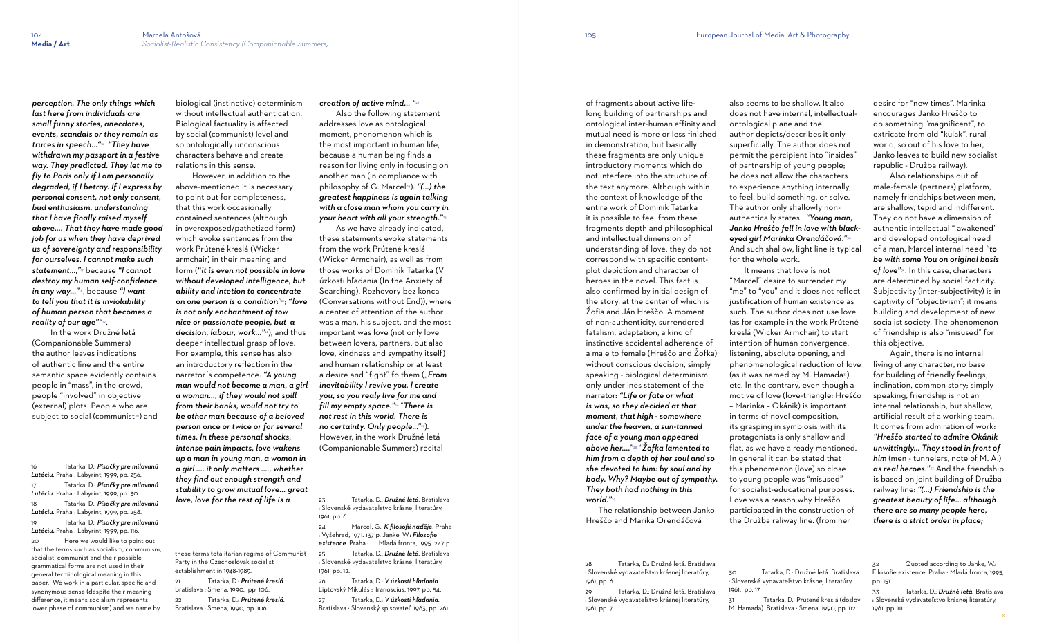***perception. The only things which last here from individuals are small funny stories, anecdotes, events, scandals or they remain as truces in speech…"***[16] ***"They have withdrawn my passport in a festive way. They predicted. They let me to fly to Paris only if I am personally degraded, if I betray. If I express by personal consent, not only consent, bud enthusiasm, understanding that I have finally raised myself above…. That they have made good job for us when they have deprived us of sovereignty and responsibility for ourselves. I cannot make such statement…,"***[17] because ***"I cannot destroy my human self-confidence in any way…"***[18], because ***"I want to tell you that it is inviolability of human person that becomes a reality of our age""***[19].

In the work Družné letá (Companionable Summers) the author leaves indications of authentic line and the entire semantic space evidently contains people in "mass", in the crowd, people "involved" in objective (external) plots. People who are subject to social (communist[20]) and biological (instinctive) determinism without intellectual authentication. Biological factuality is affected by social (communist) level and so ontologically unconscious characters behave and create relations in this sense.

However, in addition to the above-mentioned it is necessary to point out for completeness, that this work occasionally contained sentences (although in overexposed/pathetized form) which evoke sentences from the work Prútené kreslá (Wicker armchair) in their meaning and form (***"it is even not possible in love without developed intelligence, but ability and intetion to concentrate on one person is a condition"***[21]; ***"love is not only enchantment of tow nice or passionate people, but a decision, labour, work…"***[22]), and thus deeper intellectual grasp of love. For example, this sense has also an introductory reflection in the narrator´s competence: ***"A young man would not become a man, a girl a woman…, if they would not spill from their banks, would not try to be other man because of a beloved person once or twice or for several times. In these personal shocks, intense pain impacts, love wakens up a man in young man, a woman in a girl …. it only matters …., whether they find out enough strength and stability to grow mutual love… great love, love for the rest of life is a creation of active mind… "***[23]

Also the following statement addresses love as ontological moment, phenomenon which is the most important in human life, because a human being finds a reason for living only in focusing on another man (in compliance with philosophy of G. Marcel[24]): ***"(…) the greatest happiness is again talking with a close man whom you carry in your heart with all your strength."***[25]

As we have already indicated, these statements evoke statements from the work Prútené kreslá (Wicker Armchair), as well as from those works of Dominik Tatarka (V úzkosti hľadania (In the Anxiety of Searching), Rozhovory bez konca (Conversations without End)), where a center of attention of the author was a man, his subject, and the most important was love (not only love between lovers, partners, but also love, kindness and sympathy itself) and human relationship or at least a desire and "fight" fo them (***„From inevitability I revive you, I create you, so you realy live for me and fill my empty space."***[26] ***"There is not rest in this world. There is no certainty. Only people…"***[27]). However, in the work Družné letá (Companionable Summers) recital of fragments about active life-long building of partnerships and ontological inter-human affinity and mutual need is more or less finished in demonstration, but basically these fragments are only unique introductory moments which do not interfere into the structure of the text anymore. Although within the context of knowledge of the entire work of Dominik Tatarka it is possible to feel from these fragments depth and philosophical and intellectual dimension of understanding of love, they do not correspond with specific content-plot depiction and character of heroes in the novel. This fact is also confirmed by initial design of the story, at the center of which is Žofia and Ján Hreščo. A moment of non-authenticity, surrendered fatalism, adaptation, a kind of instinctive accidental adherence of a male to female (Hreščo and Žofka) without conscious decision, simply speaking - biological determinism only underlines statement of the narrator: ***"Life or fate or what is was, so they decided at that moment, that high - somewhere under the heaven, a sun-tanned face of a young man appeared above her…."***[28] ***"Žofka lamented to him from a depth of her soul and so she devoted to him: by soul and by body. Why? Maybe out of sympathy. They both had nothing in this world."***[29]

The relationship between Janko Hreščo and Marika Orendáčová also seems to be shallow. It also does not have internal, intellectual-ontological plane and the author depicts/describes it only superficially. The author does not permit the percipient into "insides" of partnership of young people; he does not allow the characters to experience anything internally, to feel, build something, or solve. The author only shallowly non-authentically states: ***"Young man, Janko Hreščo fell in love with black-eyed girl Marinka Orendáčová."***[30] And such shallow, light line is typical for the whole work.

It means that love is not "Marcel" desire to surrender my "me" to "you" and it does not reflect justification of human existence as such. The author does not use love (as for example in the work Prútené kreslá (Wicker Armchair) to start intention of human convergence, listening, absolute opening, and phenomenological reduction of love (as it was named by M. Hamada[31]), etc. In the contrary, even though a motive of love (love-triangle: Hreščo – Marinka – Okánik) is important in terms of novel composition, its grasping in symbiosis with its protagonists is only shallow and flat, as we have already mentioned. In general it can be stated that this phenomenon (love) so close to young people was "misused" for socialist-educational purposes. Love was a reason why Hreščo participated in the construction of the Družba raliway line. (from her desire for "new times", Marinka encourages Janko Hreščo to do something "magnificent", to extricate from old "kulak", rural world, so out of his love to her, Janko leaves to build new socialist republic - Družba railway).

Also relationships out of male-female (partners) platform, namely friendships between men, are shallow, tepid and indifferent. They do not have a dimension of authentic intellectual " awakened" and developed ontological need of a man, Marcel internal need ***"to be with some You on original basis of love"***[32]. In this case, characters are determined by social facticity. Subjectivity (inter-subjectivity) is in captivity of "objectivism"; it means building and development of new socialist society. The phenomenon of friendship is also "misused" for this objective.

Again, there is no internal living of any character, no base for building of friendly feelings, inclination, common story; simply speaking, friendship is not an internal relationship, but shallow, artificial result of a working team. It comes from admiration of work: ***"Hreščo started to admire Okánik unwittingly… They stood in front of him*** (men - tunnelers, note of M. A.) ***as real heroes."***[33] And the friendship is based on joint building of Družba railway line: ***"(…) Friendship is the greatest beauty of life… although there are so many people here, there is a strict order in place;***

---

16 Tatarka, D.: *Písačky pre milovanú Lutéciu*. Praha : Labyrint, 1999, pp. 256.

17 Tatarka, D.: *Písačky pre milovanú Lutéciu*. Praha : Labyrint, 1999, pp. 30.

18 Tatarka, D.: *Písačky pre milovanú Lutéciu*. Praha : Labyrint, 1999, pp. 258.

19 Tatarka, D.: *Písačky pre milovanú Lutéciu*. Praha : Labyrint, 1999, pp. 116.

20 Here we would like to point out that the terms such as socialism, communism, socialist, communist and their possible grammatical forms are not used in their general terminological meaning in this paper. We work in a particular, specific and synonymous sense (despite their meaning difference, it means socialism represents lower phase of communism) and we name by these terms totalitarian regime of Communist Party in the Czechoslovak socialist establishment in 1948-1989.

21 Tatarka, D.: *Prútené kreslá*. Bratislava : Smena, 1990, pp. 106.

22 Tatarka, D.: *Prútené kreslá*. Bratislava : Smena, 1990, pp. 106.

23 Tatarka, D.: *Družné letá*. Bratislava : Slovenské vydavateľstvo krásnej literatúry, 1961, pp. 6.

24 Marcel, G.: *K filosofii naděje*. Praha : Vyšehrad, 1971. 137 p. Janke, W.: *Filosofie existence*. Praha : Mladá fronta, 1995. 247 p.

25 Tatarka, D.: *Družné letá*. Bratislava : Slovenské vydavateľstvo krásnej literatúry, 1961, pp. 12.

26 Tatarka, D.: *V úzkosti hľadania*. Liptovský Mikuláš : Tranoscius, 1997, pp. 54.

27 Tatarka, D.: *V úzkosti hľadania*. Bratislava : Slovenský spisovateľ, 1963, pp. 261.

28 Tatarka, D.: Družné letá. Bratislava : Slovenské vydavateľstvo krásnej literatúry, 1961, pp. 6.

29 Tatarka, D.: Družné letá. Bratislava : Slovenské vydavateľstvo krásnej literatúry, 1961, pp. 7.

30 Tatarka, D.: Družné letá. Bratislava : Slovenské vydavateľstvo krásnej literatúry, 1961, pp. 17.

31 Tatarka, D.: Prútené kreslá (doslov M. Hamada). Bratislava : Smena, 1990, pp. 112.

32 Quoted according to Janke, W.: Filosofie existence. Praha : Mladá fronta, 1995, pp. 151.

33 Tatarka, D.: *Družné letá*. Bratislava : Slovenské vydavateľstvo krásnej literatúry, 1961, pp. 111.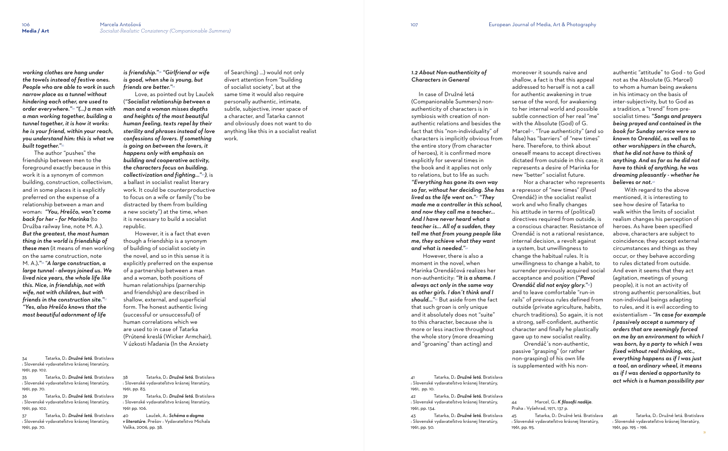***working clothes are hang under the towels instead of festive ones. People who are able to work in such narrow place as a tunnel without hindering each other, are used to order everywhere."***[34] ***"(…) a man with a man working together, building a tunnel together, it is how it works: he is your friend, within your reach, you understand him: this is what we built together."***[35]

The author "pushes" the friendship between men to the foreground exactly because in this work it is a synonym of common building, construction, collectivism, and in some places it is explicitly preferred on the expense of a relationship between a man and woman: ***"You, Hreščo, won't come back for her – for Marinka*** (to Družba railway line, note M. A.). ***But the greatest, the most human thing in the world is friendship of these men*** (it means of men working on the same construction, note M. A.)."[36] ***"A large construction, a large tunnel - always joined us. We lived nice years, the whole life like this. Nice, in friendship, not with wife, not with children, but with friends in the construction site."***[37] ***"Yes, also Hreščo knows that the most beautiful adornment of life is friendship."***[38] ***"Girlfriend or wife is good, when she is young, but friends are better."***[39]

Love, as pointed out by Lauček (***"Socialist relationship between a man and a woman misses depths and heights of the most beautiful human feeling, texts repel by their sterility and phrases instead of love confessions of lovers. If something is going on between the lovers, it happens only with emphasis on building and cooperative activity, the characters focus on building, collectivization and fighting…"***[40]), is a ballast in socialist realist literary work. It could be counterproductive to focus on a wife or family ("to be distracted by them from building a new society") at the time, when it is necessary to build a socialist republic.

However, it is a fact that even though a friendship is a synonym of building of socialist society in the novel, and so in this sense it is explicitly preferred on the expense of a partnership between a man and a woman, both positions of human relationships (parnership and friendship) are described in shallow, external, and superficial form. The honest authentic living (successful or unsuccessful) of human correlations which we are used to in case of Tatarka (Prútené kreslá (Wicker Armchair), V úzkosti hľadania (In the Anxiety of Searching) …) would not only divert attention from "building of socialist society", but at the same time it would also require personally authentic, intimate, subtle, subjective, inner space of a character, and Tatarka cannot and obviously does not want to do anything like this in a socialist realist work.

### *1.2 About Non-authenticity of Characters in General*

In case of Družné letá (Companionable Summers) non-authenticity of characters is in symbiosis with creation of non-authentic relations and besides the fact that this "non-individuality" of characters is implicitly obvious from the entire story (from character of heroes), it is confirmed more explicitly for several times in the book and it applies not only to relations, but to life as such: ***"Everything has gone its own way so far, without her deciding. She has lived as the life went on."***[41] ***"They made me a controller in this school, and now they call me a teacher… And I have never heard what a teacher is… All of a sudden, they tell me that from young people like me, they achieve what they want and what is needed."***[42]

However, there is also a moment in the novel, when Marinka Orendáčová realizes her non-authenticity: ***"It is a shame. I always act only in the same way as other girls. I don't think and I should…"***[43] But aside from the fact that such groan is only unique and it absolutely does not "suite" to this character, because she is more or less inactive throughout the whole story (more dreaming and "groaning" than acting) and moreover it sounds naive and shallow, a fact is that this appeal addressed to herself is not a call for authentic awakening in true sense of the word, for awakening to her internal world and possible subtle connection of her real "me" with the Absolute (God) of G. Marcel[44]. "True authenticity" (and so false) has "barriers" of "new times" here. Therefore, to think about oneself means to accept directives dictated from outside in this case; it represents a desire of Marinka for new "better" socialist future.

Nor a character who represents a repressor of "new times" (Pavol Orendáč) in the socialist realist work and who finally changes his attitude in terms of (political) directives required from outside, is a conscious character. Resistance of Orendáč is not a rational resistance, internal decision, a revolt against a system, but unwillingness to change the habitual rules. It is unwillingness to change a habit, to surrender previously acquired social acceptance and position (***"Pavol Orendáč did not enjoy glory."***[45]) and to leave comfortable "run-in rails" of previous rules defined from outside (private agriculture, habits, church traditions). So again, it is not a strong, self-confident, authentic character and finally he plastically gave up to new socialist reality.

Orendáč's non-authentic, passive "grasping" (or rather non-grasping) of his own life is supplemented with his non-authentic "attitude" to God - to God not as the Absolute (G. Marcel) to whom a human being awakens in his intimacy on the basis of inter-subjectivity, but to God as a tradition, a "trend" from pre-socialist times: ***"Songs and prayers being prayed and contained in the book for Sunday service were so known to Orendáč, as well as to other worshippers in the church, that he did not have to think of anything. And as far as he did not have to think of anything, he was dreaming pleasantly - whether he believes or not."***[46]

With regard to the above mentioned, it is interesting to see how desire of Tatarka to walk within the limits of socialist realism changes his perception of heroes. As have been specified above, characters are subject to coincidence; they accept external circumstances and things as they occur, or they behave according to rules dictated from outside. And even it seems that they act (agitation, meetings of young people), it is not an activity of strong authentic personalities, but non-individual beings adapting to rules, and it is evil according to existentialism – ***"In case for example I passively accept a summary of orders that are seemingly forced on me by an environment to which I was born, by a party to which I was fixed without real thinking, etc., everything happens as if I was just a tool, an ordinary wheel, it means as if I was denied a opportunity to act which is a human possibility par***

---

34 Tatarka, D.: ***Družné letá***. Bratislava : Slovenské vydavateľstvo krásnej literatúry, 1961, pp. 102.

35 Tatarka, D.: ***Družné letá***. Bratislava : Slovenské vydavateľstvo krásnej literatúry, 1961, pp. 70.

36 Tatarka, D.: ***Družné letá***. Bratislava : Slovenské vydavateľstvo krásnej literatúry, 1961, pp. 102.

37 Tatarka, D.: ***Družné letá***. Bratislava : Slovenské vydavateľstvo krásnej literatúry, 1961, pp. 70.

38 Tatarka, D.: ***Družné letá***. Bratislava : Slovenské vydavateľstvo krásnej literatúry, 1961, pp. 83.

39 Tatarka, D.: ***Družné letá***. Bratislava : Slovenské vydavateľstvo krásnej literatúry, 1961 pp. 106.

40 Lauček, A.: ***Schéma a dogma v literatúre***. Prešov : Vydavateľstvo Michala Vaška, 2006, pp. 38.

41 Tatarka, D.: ***Družné letá***. Bratislava : Slovenské vydavateľstvo krásnej literatúry, 1961, pp. 10.

42 Tatarka, D.: ***Družné letá***. Bratislava : Slovenské vydavateľstvo krásnej literatúry, 1961, pp. 134.

43 Tatarka, D.: ***Družné letá***. Bratislava : Slovenské vydavateľstvo krásnej literatúry, 1961, pp. 50.

44 Marcel, G.: ***K filosofii naděje***. Praha : Vyšehrad, 1971, 137 p.

45 Tatarka, D.: Družné letá. Bratislava : Slovenské vydavateľstvo krásnej literatúry, 1961, pp. 95.

46 Tatarka, D.: Družné letá. Bratislava : Slovenské vydavateľstvo krásnej literatúry, 1961, pp. 195 – 196.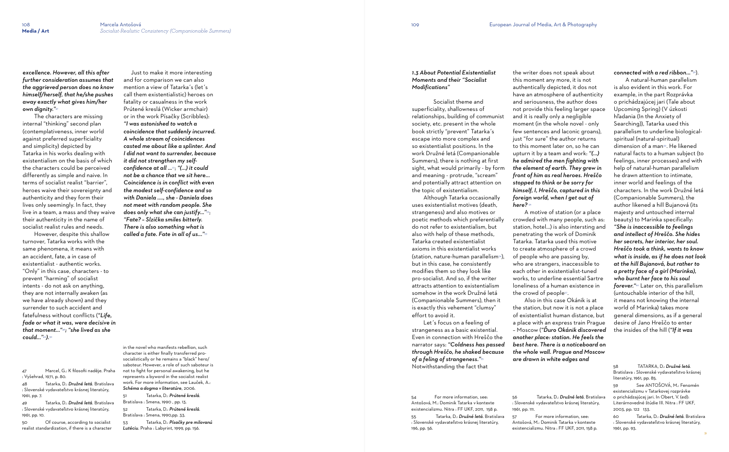***excellence. However, all this after further consideration assumes that the aggrieved person does no know himself/herself, that he/she pushes away exactly what gives him/her own dignity."***[47]

The characters are missing internal "thinking" second plan (contemplativeness, inner world against preferred superficiality and simplicity) depicted by Tatarka in his works dealing with existentialism on the basis of which the characters could be perceived differently as simple and naive. In terms of socialist realist "barrier", heroes waive their sovereignty and authenticity and they form their lives only seemingly. In fact, they live in a team, a mass and they waive their authenticity in the name of socialist realist rules and needs.

However, despite this shallow turnover, Tatarka works with the same phenomena, it means with an accident, fate, a in case of existentialist - authentic works. "Only" in this case, characters - to prevent "harming" of socialist intents - do not ask on anything, they are not internally awaken (as we have already shown) and they surrender to such accident and fatefulness without conflicts (***"Life, fade or what it was, were decisive in that moment…"***[48]; ***"she lived as she could…"***[49]).[50]

Just to make it more interesting and for comparison we can also mention a view of Tatarka's (let's call them existentialistic) heroes on fatality or casualness in the work Prútené kreslá (Wicker armchair) or in the work Písačky (Scribbles): ***"I was astonished to watch a coincidence that suddenly incurred. A whole stream of coincidences casted me about like a splinter. And I did not want to surrender, because it did not strengthen my self-confidence at all …"***[51]; ***"(…) it could not be a chance that we sit here… Coincidence is in conflict with even the modest self-confidence and so with Daniela …., she - Daniela does not meet with random people. She does only what she can justify…"***[52]; ***"Fate? – Slzička smiles bitterly. There is also something what is called a fate. Fate in all of us…"***[53]

### 1.3 About Potential Existentialist Moments and their "Socialist Modifications"

Socialist theme and superficiality, shallowness of relationships, building of communist society, etc. present in the whole book strictly "prevent" Tatarka´s escape into more complex and so existentialist positions. In the work Družné letá (Companionable Summers), there is nothing at first sight, what would primarily - by form and meaning - protrude, "scream" and potentially attract attention on the topic of existentialism.

Although Tatarka occasionally uses existentialist motives (death, strangeness) and also motives or poetic methods which preferentially do not refer to existentialism, but also with help of these methods, Tatarka created existentialist axioms in this existentialist works (station, nature-human parallelism[54]), but in this case, he consistently modifies them so they look like pro-socialist. And so, if the writer attracts attention to existentialism somehow in the work Družné letá (Companionable Summers), then it is exactly this vehement "clumsy" effort to avoid it.

Let´s focus on a feeling of strangeness as a basic existential. Even in connection with Hreščo the narrator says: ***"Coldness has passed through Hreščo, he shaked because of a feling of strangeness."***[55] Notwithstanding the fact that the writer does not speak about this moment any more, it is not authentically depicted, it dos not have an atmosphere of authenticity and seriousness, the author does not provide this feeling larger space and it is really only a negligible moment (in the whole novel - only few sentences and laconic groans), just "for sure" the author returns to this moment later on, so he can upturn it by a team and work: ***"(…) he admired the men fighting with the element of earth. They grew in front of him as real heroes. Hreščo stopped to think or be sorry for himself, I, Hreščo, captured in this foreign world, when I get out of here?***[56]

A motive of station (or a place crowded with many people, such as: station, hotel…) is also intersting and penetrating the work of Dominik Tatarka. Tatarka used this motive to create atmosphere of a crowd of people who are passing by, who are strangers, inaccessible to each other in existentialist-tuned works, to underline essential Sartre loneliness of a human existence in the crowd of people[57].

Also in this case Okánik is at the station, but now it is not a place of existentialist human distance, but a place with an express train Prague – Moscow (***"Ďuro Okánik discovered another place: station. He feels the best here. There is a noticeboard on the whole wall. Prague and Moscow are drawn in white edges and connected with a red ribbon…"***[58]).

A natural-human parallelism is also evident in this work. For example, in the part Rozprávka o prichádzajúcej jari (Tale about Upcoming Spring) (V úzkosti hľadania (In the Anxiety of Searching)), Tatarka used this parallelism to underline biological-spiritual (natural-spiritual) dimension of a man[59]. He likened natural facts to a human subject (to feelings, inner processes) and with help of natural-human parallelism he drawn attention to intimate, inner world and feelings of the characters. In the work Družné letá (Companionable Summers), the author likened a hill Bujanová (its majesty and untouched internal beauty) to Marinka specifically: ***"She is inaccessible to feelings and intellect of Hreščo. She hides her secrets, her interior, her soul. Hreščo took a think, wants to know what is inside, as if he does not look at the hill Bujanová, but rather to a pretty face of a girl (Marinka), who burnt her face to his soul forever."***[60] Later on, this parallelism (untouchable interior of the hill, it means not knowing the internal world of Marinka) takes more general dimensions, as if a general desire of Jano Hreščo to enter the insides of the hill (***"If it was***

---

47 Marcel, G.: K filosofii naděje. Praha : Vyšehrad, 1971, p. 80.

48 Tatarka, D.: *Družné letá*. Bratislava : Slovenské vydavateľstvo krásnej literatúry, 1961, pp. 7.

49 Tatarka, D.: *Družné letá*. Bratislava : Slovenské vydavateľstvo krásnej literatúry, 1961, pp. 10.

50 Of course, according to socialist realist standardization, if there is a character in the novel who manifests rebellion, such character is either finally transferred pro-socialistically or he remains a "black" hero/saboteur. However, a role of such saboteur is not to fight for personal awakening, but he represents a byword in the socialist realist work. For more information, see Lauček, A.: *Schéma a dogma v literatúre*, 2006.

51 Tatarka, D.: *Prútené kreslá*. Bratislava : Smena, 1990 , pp. 13.

52 Tatarka, D.: *Prútené kreslá*. Bratislava : Smena, 1990,pp. 33.

53 Tatarka, D.: *Písačky pre milovanú Lutéciu*. Praha : Labyrint, 1999, pp. 156.

54 For more information, see: Antošová, M.: Dominik Tatarka v kontexte existencializmu. Nitra : FF UKF, 2011, 158 p.

55 Tatarka, D.: *Družné letá*. Bratislava : Slovenské vydavateľstvo krásnej literatúry, 196, pp. 56.

56 Tatarka, D.: *Družné letá*. Bratislava : Slovenské vydavateľstvo krásnej literatúry, 1961, pp. 111.

57 For more information, see: Antošová, M.: Dominik Tatarka v kontexte existencializmu. Nitra : FF UKF, 2011, 158 p.

58 TATARKA, D.: *Družné letá*. Bratislava : Slovenské vydavateľstvo krásnej literatúry, 1961, pp. 85.

59 See ANTOŠOVÁ, M.: Fenomén existencializmu v Tatarkovej rozprávke o prichádzajúcej jari. In Obert, V. (ed): Literárnovedné štúdie III. Nitra : FF UKF, 2003, pp. 122 133.

60 Tatarka, D.: *Družné letá*. Bratislava : Slovenské vydavateľstvo krásnej literatúry, 1961, pp. 93.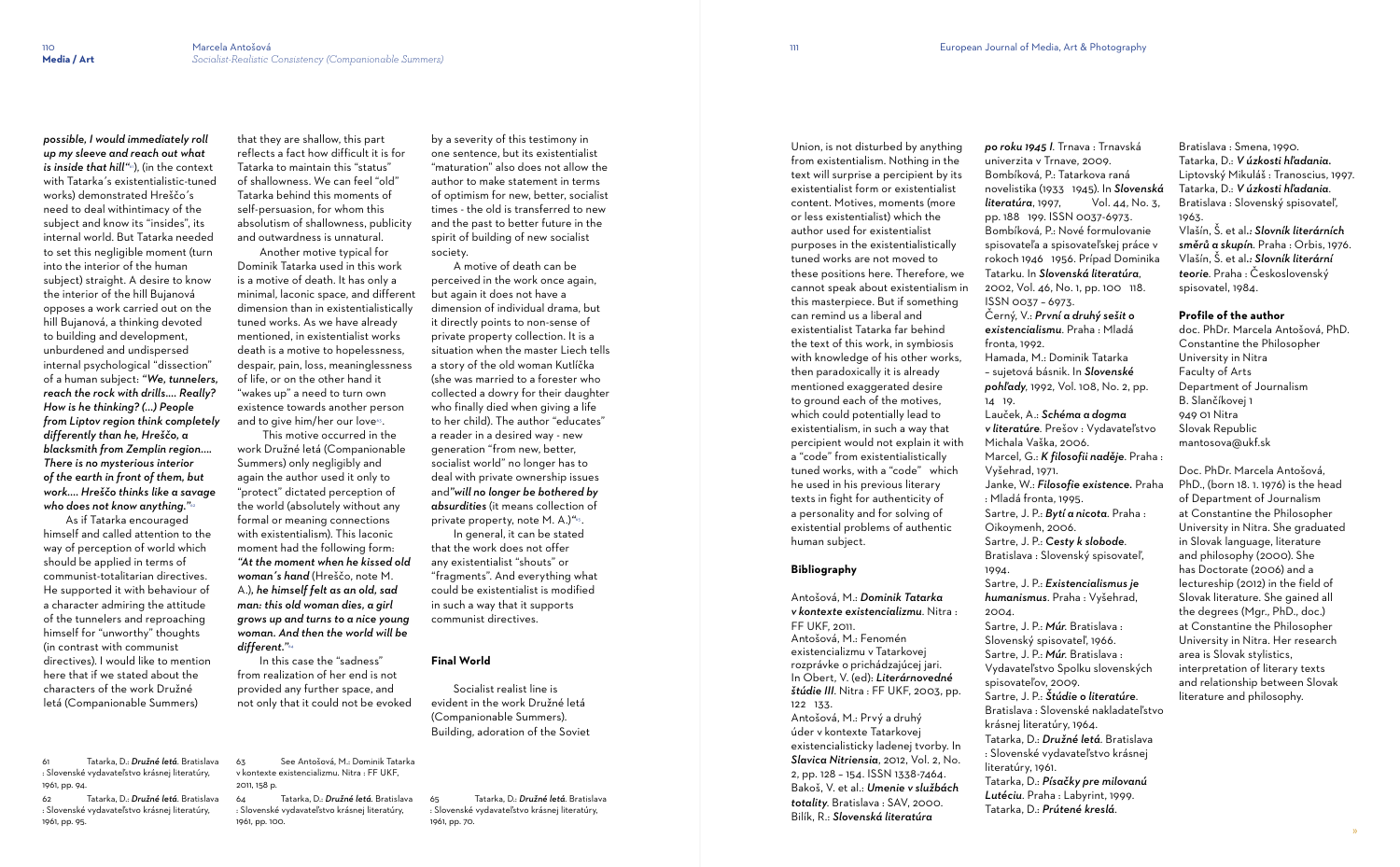*possible, I would immediately roll up my sleeve and reach out what is inside that hill"*[61]), (in the context with Tatarka´s existentialistic-tuned works) demonstrated Hreščo´s need to deal withintimacy of the subject and know its "insides", its internal world. But Tatarka needed to set this negligible moment (turn into the interior of the human subject) straight. A desire to know the interior of the hill Bujanová opposes a work carried out on the hill Bujanová, a thinking devoted to building and development, unburdened and undispersed internal psychological "dissection" of a human subject: ***"We, tunnelers, reach the rock with drills…. Really? How is he thinking? (…) People from Liptov region think completely differently than he, Hreščo, a blacksmith from Zemplin region…. There is no mysterious interior of the earth in front of them, but work…. Hreščo thinks like a savage who does not know anything."***[62]

As if Tatarka encouraged himself and called attention to the way of perception of world which should be applied in terms of communist-totalitarian directives. He supported it with behaviour of a character admiring the attitude of the tunnelers and reproaching himself for "unworthy" thoughts (in contrast with communist directives). I would like to mention here that if we stated about the characters of the work Družné letá (Companionable Summers) that they are shallow, this part reflects a fact how difficult it is for Tatarka to maintain this "status" of shallowness. We can feel "old" Tatarka behind this moments of self-persuasion, for whom this absolutism of shallowness, publicity and outwardness is unnatural.

Another motive typical for Dominik Tatarka used in this work is a motive of death. It has only a minimal, laconic space, and different dimension than in existentialistically tuned works. As we have already mentioned, in existentialist works death is a motive to hopelessness, despair, pain, loss, meaninglessness of life, or on the other hand it "wakes up" a need to turn own existence towards another person and to give him/her our love[63].

This motive occurred in the work Družné letá (Companionable Summers) only negligibly and again the author used it only to "protect" dictated perception of the world (absolutely without any formal or meaning connections with existentialism). This laconic moment had the following form: ***"At the moment when he kissed old woman´s hand*** (Hreščo, note M. A.)***, he himself felt as an old, sad man: this old woman dies, a girl grows up and turns to a nice young woman. And then the world will be different."***[64]

In this case the "sadness" from realization of her end is not provided any further space, and not only that it could not be evoked by a severity of this testimony in one sentence, but its existentialist "maturation" also does not allow the author to make statement in terms of optimism for new, better, socialist times - the old is transferred to new and the past to better future in the spirit of building of new socialist society.

A motive of death can be perceived in the work once again, but again it does not have a dimension of individual drama, but it directly points to non-sense of private property collection. It is a situation when the master Liech tells a story of the old woman Kutlíčka (she was married to a forester who collected a dowry for their daughter who finally died when giving a life to her child). The author "educates" a reader in a desired way - new generation "from new, better, socialist world" no longer has to deal with private ownership issues and*"will no longer be bothered by absurdities* (it means collection of private property, note M. A.)*"*[65].

In general, it can be stated that the work does not offer any existentialist "shouts" or "fragments". And everything what could be existentialist is modified in such a way that it supports communist directives.

## Final World

Socialist realist line is evident in the work Družné letá (Companionable Summers). Building, adoration of the Soviet Union, is not disturbed by anything from existentialism. Nothing in the text will surprise a percipient by its existentialist form or existentialist content. Motives, moments (more or less existentialist) which the author used for existentialist purposes in the existentialistically tuned works are not moved to these positions here. Therefore, we cannot speak about existentialism in this masterpiece. But if something can remind us a liberal and existentialist Tatarka far behind the text of this work, in symbiosis with knowledge of his other works, then paradoxically it is already mentioned exaggerated desire to ground each of the motives, which could potentially lead to existentialism, in such a way that percipient would not explain it with a "code" from existentialistically tuned works, with a "code" which he used in his previous literary texts in fight for authenticity of a personality and for solving of existential problems of authentic human subject.

61 Tatarka, D.: ***Družné letá***. Bratislava : Slovenské vydavateľstvo krásnej literatúry, 1961, pp. 94.

62 Tatarka, D.: ***Družné letá***. Bratislava : Slovenské vydavateľstvo krásnej literatúry, 1961, pp. 95.

63 See Antošová, M.: Dominik Tatarka v kontexte existencializmu. Nitra : FF UKF, 2011, 158 p.

64 Tatarka, D.: ***Družné letá***. Bratislava : Slovenské vydavateľstvo krásnej literatúry, 1961, pp. 100.

65 Tatarka, D.: ***Družné letá***. Bratislava : Slovenské vydavateľstvo krásnej literatúry, 1961, pp. 70.

## Bibliography

Antošová, M.: ***Dominik Tatarka v kontexte existencializmu***. Nitra : FF UKF, 2011.

Antošová, M.: Fenomén existencializmu v Tatarkovej rozprávke o prichádzajúcej jari. In Obert, V. (ed): ***Literárnovedné štúdie III***. Nitra : FF UKF, 2003, pp. 122 133.

Antošová, M.: Prvý a druhý úder v kontexte Tatarkovej existencialisticky ladenej tvorby. In ***Slavica Nitriensia***, 2012, Vol. 2, No. 2, pp. 128 – 154. ISSN 1338-7464.

Bakoš, V. et al.: ***Umenie v službách totality***. Bratislava : SAV, 2000.

Bilík, R.: ***Slovenská literatúra po roku 1945 I***. Trnava : Trnavská univerzita v Trnave, 2009.

Bombíková, P.: Tatarkova raná novelistika (1933 1945). In ***Slovenská literatúra***, 1997, Vol. 44, No. 3, pp. 188 199. ISSN 0037-6973.

Bombíková, P.: Nové formulovanie spisovateľa a spisovateľskej práce v rokoch 1946 1956. Prípad Dominika Tatarku. In ***Slovenská literatúra***, 2002, Vol. 46, No. 1, pp. 100 118. ISSN 0037 – 6973.

Černý, V.: ***První a druhý sešit o existencialismu***. Praha : Mladá fronta, 1992.

Hamada, M.: Dominik Tatarka – sujetová básnik. In ***Slovenské pohľady***, 1992, Vol. 108, No. 2, pp. 14 19.

Lauček, A.: ***Schéma a dogma v literatúre***. Prešov : Vydavateľstvo Michala Vaška, 2006.

Marcel, G.: ***K filosofii naděje***. Praha : Vyšehrad, 1971.

Janke, W.: ***Filosofie existence***. Praha : Mladá fronta, 1995.

Sartre, J. P.: ***Bytí a nicota***. Praha : Oikoymenh, 2006.

Sartre, J. P.: ***Cesty k slobode***. Bratislava : Slovenský spisovateľ, 1994.

Sartre, J. P.: ***Existencialismus je humanismus***. Praha : Vyšehrad, 2004.

Sartre, J. P.: ***Múr***. Bratislava : Slovenský spisovateľ, 1966.

Sartre, J. P.: ***Múr***. Bratislava : Vydavateľstvo Spolku slovenských spisovateľov, 2009.

Sartre, J. P.: ***Štúdie o literatúre***. Bratislava : Slovenské nakladateľstvo krásnej literatúry, 1964.

Tatarka, D.: ***Družné letá***. Bratislava : Slovenské vydavateľstvo krásnej literatúry, 1961.

Tatarka, D.: ***Písačky pre milovanú Lutéciu***. Praha : Labyrint, 1999.

Tatarka, D.: ***Prútené kreslá***. Bratislava : Smena, 1990.

Tatarka, D.: ***V úzkosti hľadania***. Liptovský Mikuláš : Tranoscius, 1997.

Tatarka, D.: ***V úzkosti hľadania***. Bratislava : Slovenský spisovateľ, 1963.

Vlašín, Š. et al.: ***Slovník literárních směrů a skupín***. Praha : Orbis, 1976.

Vlašín, Š. et al.: ***Slovník literární teorie***. Praha : Československý spisovatel, 1984.

## Profile of the author

doc. PhDr. Marcela Antošová, PhD.
Constantine the Philosopher University in Nitra
Faculty of Arts
Department of Journalism
B. Slančíkovej 1
949 01 Nitra
Slovak Republic
mantosova@ukf.sk

Doc. PhDr. Marcela Antošová, PhD., (born 18. 1. 1976) is the head of Department of Journalism at Constantine the Philosopher University in Nitra. She graduated in Slovak language, literature and philosophy (2000). She has Doctorate (2006) and a lectureship (2012) in the field of Slovak literature. She gained all the degrees (Mgr., PhD., doc.) at Constantine the Philosopher University in Nitra. Her research area is Slovak stylistics, interpretation of literary texts and relationship between Slovak literature and philosophy.